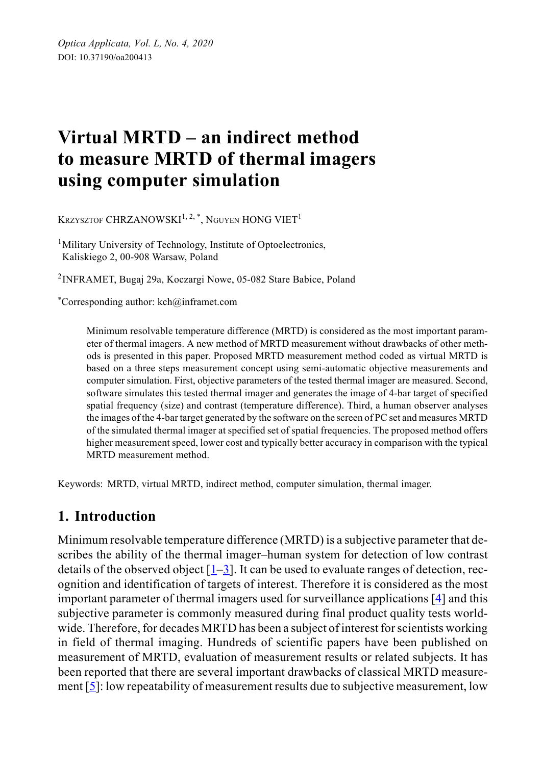*Optica Applicata, Vol. L, No. 4, 2020*
DOI: 10.37190/oa200413

# Virtual MRTD – an indirect method to measure MRTD of thermal imagers using computer simulation

Krzysztof CHRZANOWSKI[1, 2, *], Nguyen HONG VIET[1]

[1]Military University of Technology, Institute of Optoelectronics, Kaliskiego 2, 00-908 Warsaw, Poland

[2]INFRAMET, Bugaj 29a, Koczargi Nowe, 05-082 Stare Babice, Poland

[*]Corresponding author: kch@inframet.com

Minimum resolvable temperature difference (MRTD) is considered as the most important parameter of thermal imagers. A new method of MRTD measurement without drawbacks of other methods is presented in this paper. Proposed MRTD measurement method coded as virtual MRTD is based on a three steps measurement concept using semi-automatic objective measurements and computer simulation. First, objective parameters of the tested thermal imager are measured. Second, software simulates this tested thermal imager and generates the image of 4-bar target of specified spatial frequency (size) and contrast (temperature difference). Third, a human observer analyses the images of the 4-bar target generated by the software on the screen of PC set and measures MRTD of the simulated thermal imager at specified set of spatial frequencies. The proposed method offers higher measurement speed, lower cost and typically better accuracy in comparison with the typical MRTD measurement method.

Keywords: MRTD, virtual MRTD, indirect method, computer simulation, thermal imager.

## 1. Introduction

Minimum resolvable temperature difference (MRTD) is a subjective parameter that describes the ability of the thermal imager–human system for detection of low contrast details of the observed object [1–3]. It can be used to evaluate ranges of detection, recognition and identification of targets of interest. Therefore it is considered as the most important parameter of thermal imagers used for surveillance applications [4] and this subjective parameter is commonly measured during final product quality tests worldwide. Therefore, for decades MRTD has been a subject of interest for scientists working in field of thermal imaging. Hundreds of scientific papers have been published on measurement of MRTD, evaluation of measurement results or related subjects. It has been reported that there are several important drawbacks of classical MRTD measurement [5]: low repeatability of measurement results due to subjective measurement, low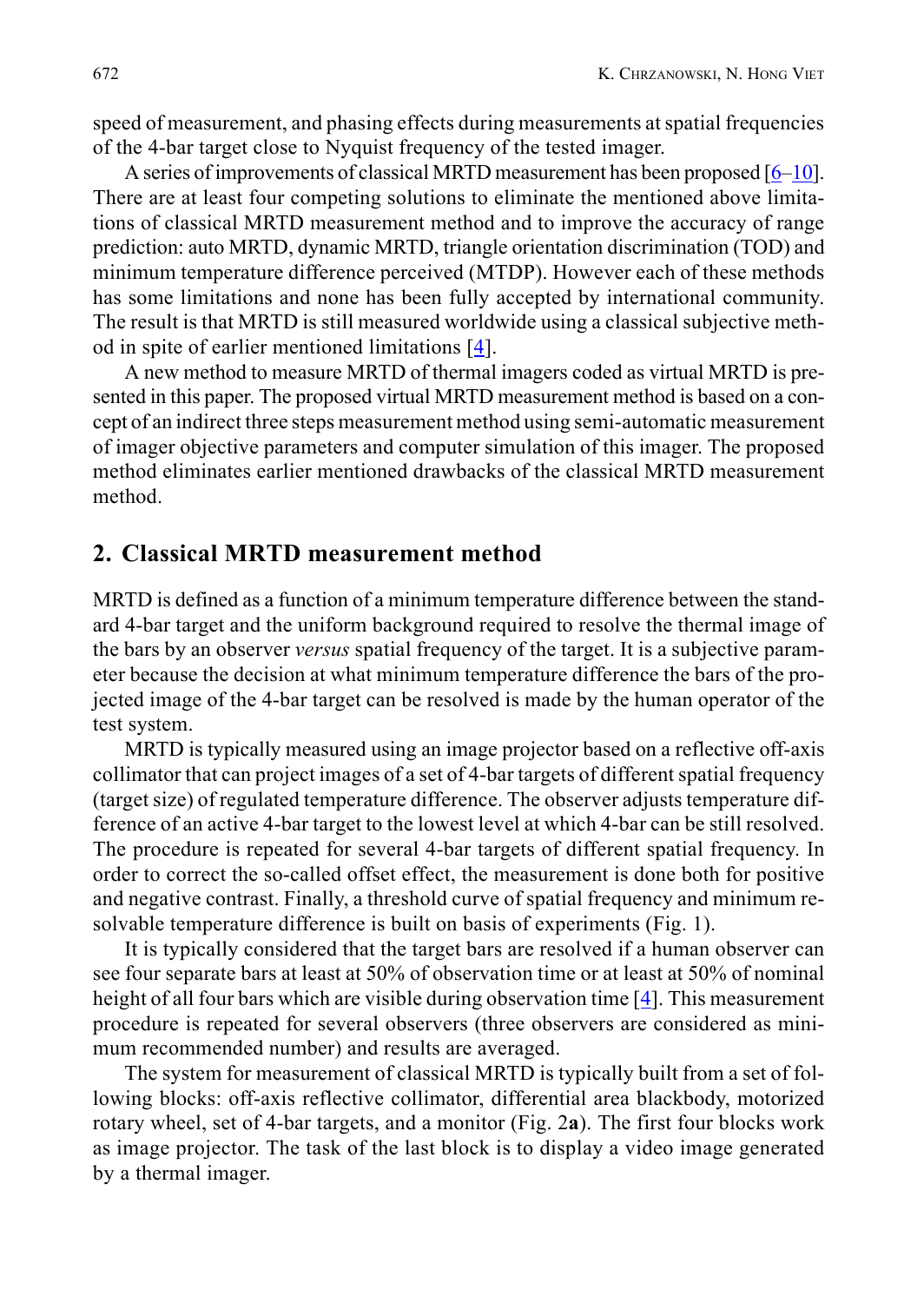speed of measurement, and phasing effects during measurements at spatial frequencies of the 4-bar target close to Nyquist frequency of the tested imager.

A series of improvements of classical MRTD measurement has been proposed [6–10]. There are at least four competing solutions to eliminate the mentioned above limitations of classical MRTD measurement method and to improve the accuracy of range prediction: auto MRTD, dynamic MRTD, triangle orientation discrimination (TOD) and minimum temperature difference perceived (MTDP). However each of these methods has some limitations and none has been fully accepted by international community. The result is that MRTD is still measured worldwide using a classical subjective method in spite of earlier mentioned limitations [4].

A new method to measure MRTD of thermal imagers coded as virtual MRTD is presented in this paper. The proposed virtual MRTD measurement method is based on a concept of an indirect three steps measurement method using semi-automatic measurement of imager objective parameters and computer simulation of this imager. The proposed method eliminates earlier mentioned drawbacks of the classical MRTD measurement method.

## 2. Classical MRTD measurement method

MRTD is defined as a function of a minimum temperature difference between the standard 4-bar target and the uniform background required to resolve the thermal image of the bars by an observer *versus* spatial frequency of the target. It is a subjective parameter because the decision at what minimum temperature difference the bars of the projected image of the 4-bar target can be resolved is made by the human operator of the test system.

MRTD is typically measured using an image projector based on a reflective off-axis collimator that can project images of a set of 4-bar targets of different spatial frequency (target size) of regulated temperature difference. The observer adjusts temperature difference of an active 4-bar target to the lowest level at which 4-bar can be still resolved. The procedure is repeated for several 4-bar targets of different spatial frequency. In order to correct the so-called offset effect, the measurement is done both for positive and negative contrast. Finally, a threshold curve of spatial frequency and minimum resolvable temperature difference is built on basis of experiments (Fig. 1).

It is typically considered that the target bars are resolved if a human observer can see four separate bars at least at 50% of observation time or at least at 50% of nominal height of all four bars which are visible during observation time [4]. This measurement procedure is repeated for several observers (three observers are considered as minimum recommended number) and results are averaged.

The system for measurement of classical MRTD is typically built from a set of following blocks: off-axis reflective collimator, differential area blackbody, motorized rotary wheel, set of 4-bar targets, and a monitor (Fig. 2**a**). The first four blocks work as image projector. The task of the last block is to display a video image generated by a thermal imager.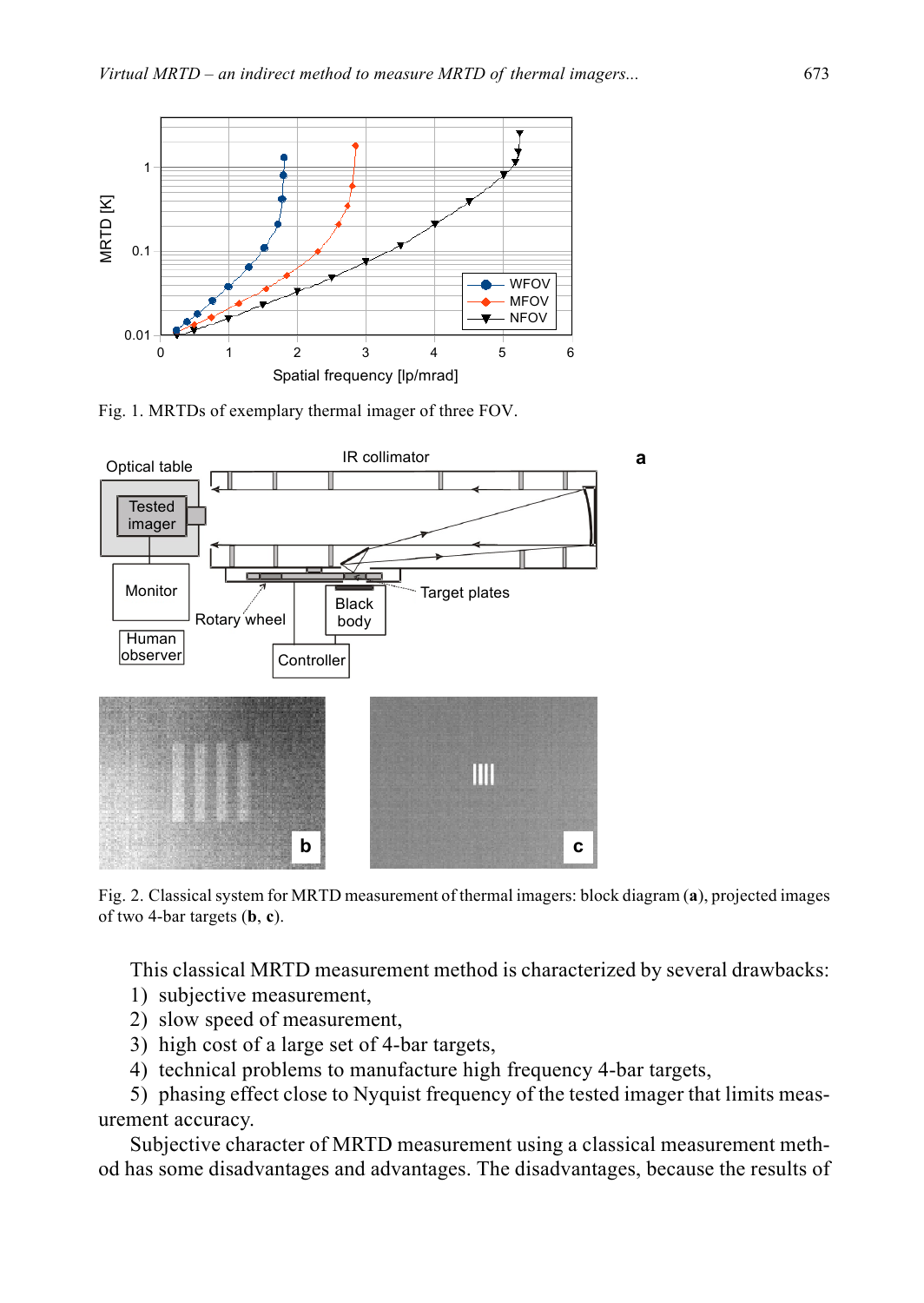Fig. 1. MRTDs of exemplary thermal imager of three FOV.

Fig. 2. Classical system for MRTD measurement of thermal imagers: block diagram (**a**), projected images of two 4-bar targets (**b**, **c**).

This classical MRTD measurement method is characterized by several drawbacks:

1) subjective measurement,
2) slow speed of measurement,
3) high cost of a large set of 4-bar targets,
4) technical problems to manufacture high frequency 4-bar targets,
5) phasing effect close to Nyquist frequency of the tested imager that limits measurement accuracy.

Subjective character of MRTD measurement using a classical measurement method has some disadvantages and advantages. The disadvantages, because the results of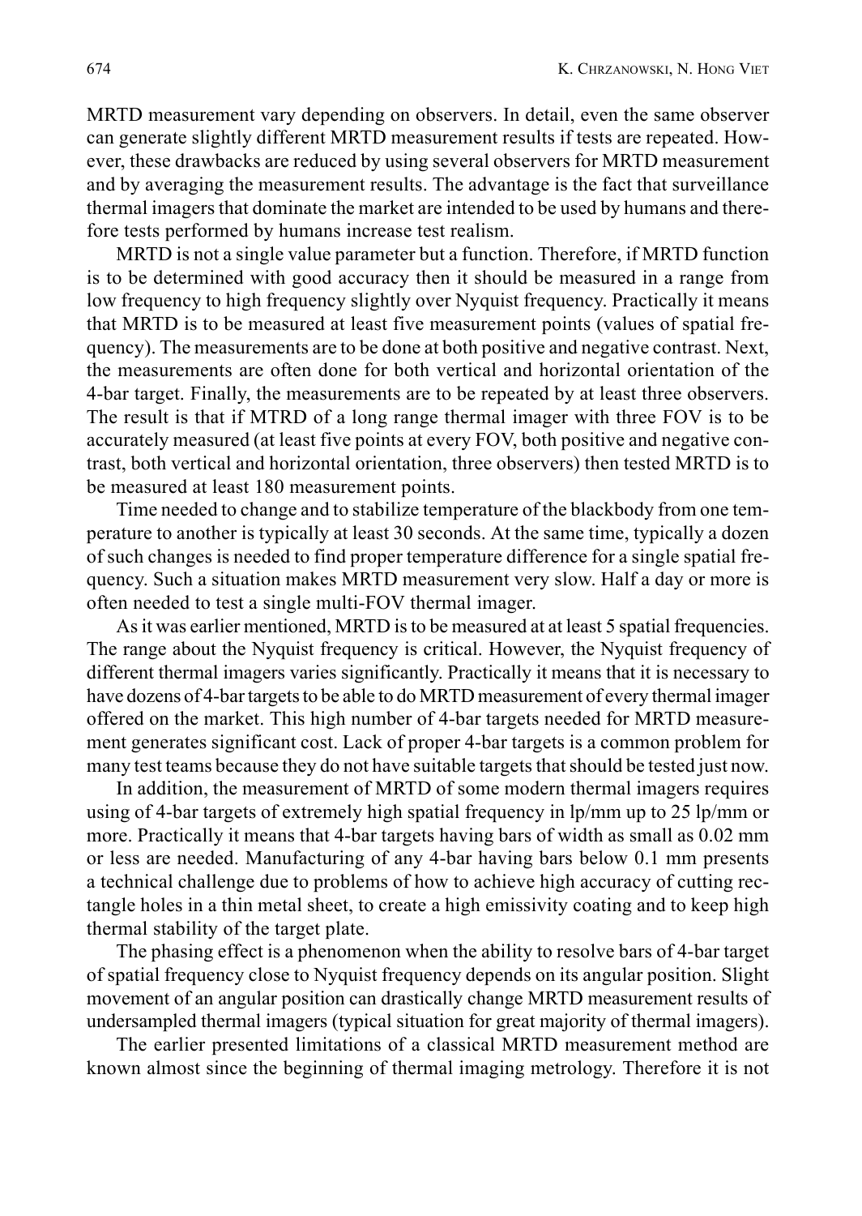MRTD measurement vary depending on observers. In detail, even the same observer can generate slightly different MRTD measurement results if tests are repeated. However, these drawbacks are reduced by using several observers for MRTD measurement and by averaging the measurement results. The advantage is the fact that surveillance thermal imagers that dominate the market are intended to be used by humans and therefore tests performed by humans increase test realism.

MRTD is not a single value parameter but a function. Therefore, if MRTD function is to be determined with good accuracy then it should be measured in a range from low frequency to high frequency slightly over Nyquist frequency. Practically it means that MRTD is to be measured at least five measurement points (values of spatial frequency). The measurements are to be done at both positive and negative contrast. Next, the measurements are often done for both vertical and horizontal orientation of the 4-bar target. Finally, the measurements are to be repeated by at least three observers. The result is that if MTRD of a long range thermal imager with three FOV is to be accurately measured (at least five points at every FOV, both positive and negative contrast, both vertical and horizontal orientation, three observers) then tested MRTD is to be measured at least 180 measurement points.

Time needed to change and to stabilize temperature of the blackbody from one temperature to another is typically at least 30 seconds. At the same time, typically a dozen of such changes is needed to find proper temperature difference for a single spatial frequency. Such a situation makes MRTD measurement very slow. Half a day or more is often needed to test a single multi-FOV thermal imager.

As it was earlier mentioned, MRTD is to be measured at at least 5 spatial frequencies. The range about the Nyquist frequency is critical. However, the Nyquist frequency of different thermal imagers varies significantly. Practically it means that it is necessary to have dozens of 4-bar targets to be able to do MRTD measurement of every thermal imager offered on the market. This high number of 4-bar targets needed for MRTD measurement generates significant cost. Lack of proper 4-bar targets is a common problem for many test teams because they do not have suitable targets that should be tested just now.

In addition, the measurement of MRTD of some modern thermal imagers requires using of 4-bar targets of extremely high spatial frequency in lp/mm up to 25 lp/mm or more. Practically it means that 4-bar targets having bars of width as small as 0.02 mm or less are needed. Manufacturing of any 4-bar having bars below 0.1 mm presents a technical challenge due to problems of how to achieve high accuracy of cutting rectangle holes in a thin metal sheet, to create a high emissivity coating and to keep high thermal stability of the target plate.

The phasing effect is a phenomenon when the ability to resolve bars of 4-bar target of spatial frequency close to Nyquist frequency depends on its angular position. Slight movement of an angular position can drastically change MRTD measurement results of undersampled thermal imagers (typical situation for great majority of thermal imagers).

The earlier presented limitations of a classical MRTD measurement method are known almost since the beginning of thermal imaging metrology. Therefore it is not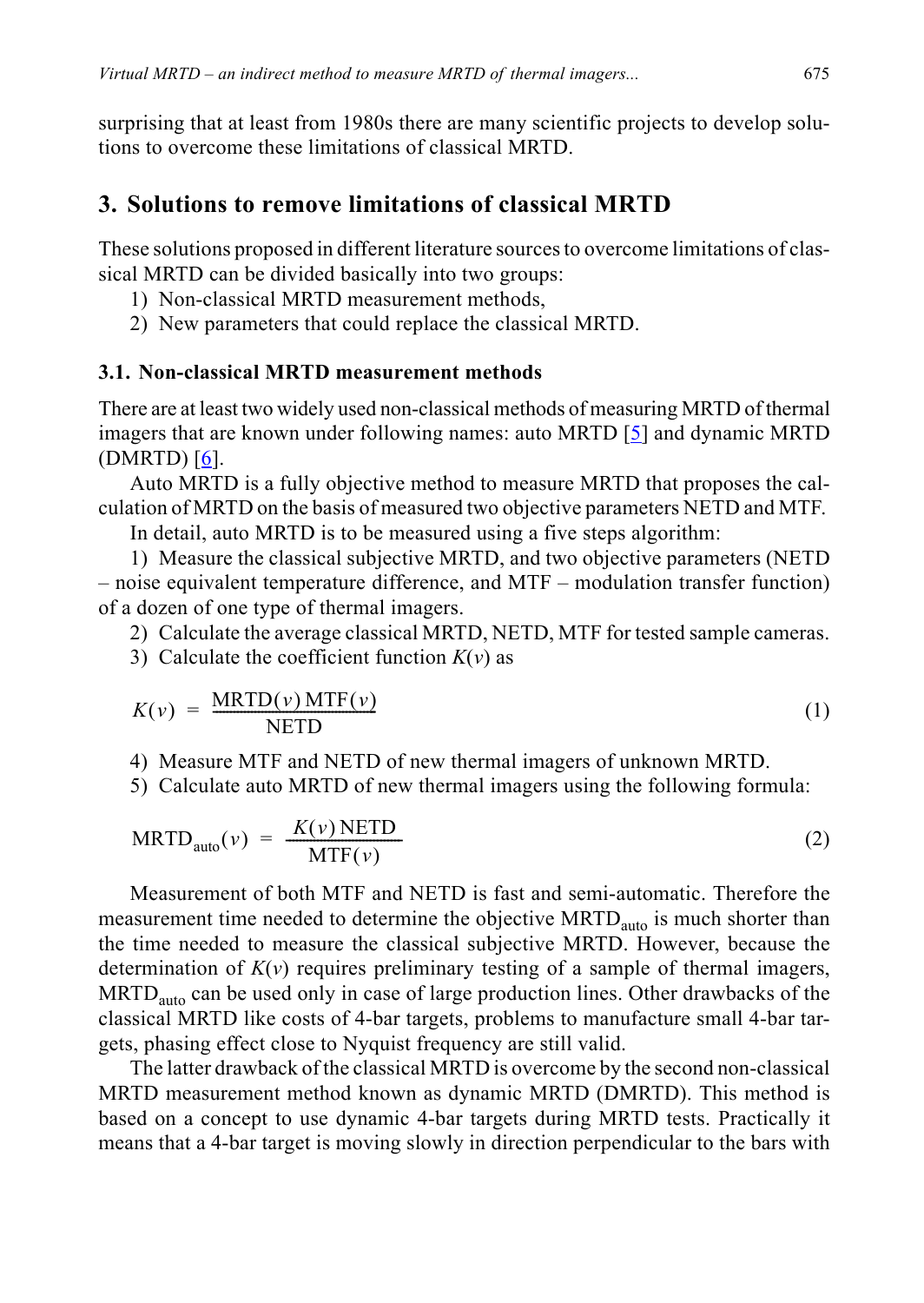surprising that at least from 1980s there are many scientific projects to develop solutions to overcome these limitations of classical MRTD.

## 3. Solutions to remove limitations of classical MRTD

These solutions proposed in different literature sources to overcome limitations of classical MRTD can be divided basically into two groups:

1) Non-classical MRTD measurement methods,
2) New parameters that could replace the classical MRTD.

### 3.1. Non-classical MRTD measurement methods

There are at least two widely used non-classical methods of measuring MRTD of thermal imagers that are known under following names: auto MRTD [5] and dynamic MRTD (DMRTD) [6].

Auto MRTD is a fully objective method to measure MRTD that proposes the calculation of MRTD on the basis of measured two objective parameters NETD and MTF.

In detail, auto MRTD is to be measured using a five steps algorithm:

1) Measure the classical subjective MRTD, and two objective parameters (NETD – noise equivalent temperature difference, and MTF – modulation transfer function) of a dozen of one type of thermal imagers.

2) Calculate the average classical MRTD, NETD, MTF for tested sample cameras.

3) Calculate the coefficient function $K(v)$ as

$$K(v) = \frac{\mathrm{MRTD}(v)\,\mathrm{MTF}(v)}{\mathrm{NETD}} \tag{1}$$

4) Measure MTF and NETD of new thermal imagers of unknown MRTD.

5) Calculate auto MRTD of new thermal imagers using the following formula:

$$\mathrm{MRTD}_{\mathrm{auto}}(v) = \frac{K(v)\,\mathrm{NETD}}{\mathrm{MTF}(v)} \tag{2}$$

Measurement of both MTF and NETD is fast and semi-automatic. Therefore the measurement time needed to determine the objective $\mathrm{MRTD}_{\mathrm{auto}}$ is much shorter than the time needed to measure the classical subjective MRTD. However, because the determination of $K(v)$ requires preliminary testing of a sample of thermal imagers, $\mathrm{MRTD}_{\mathrm{auto}}$ can be used only in case of large production lines. Other drawbacks of the classical MRTD like costs of 4-bar targets, problems to manufacture small 4-bar targets, phasing effect close to Nyquist frequency are still valid.

The latter drawback of the classical MRTD is overcome by the second non-classical MRTD measurement method known as dynamic MRTD (DMRTD). This method is based on a concept to use dynamic 4-bar targets during MRTD tests. Practically it means that a 4-bar target is moving slowly in direction perpendicular to the bars with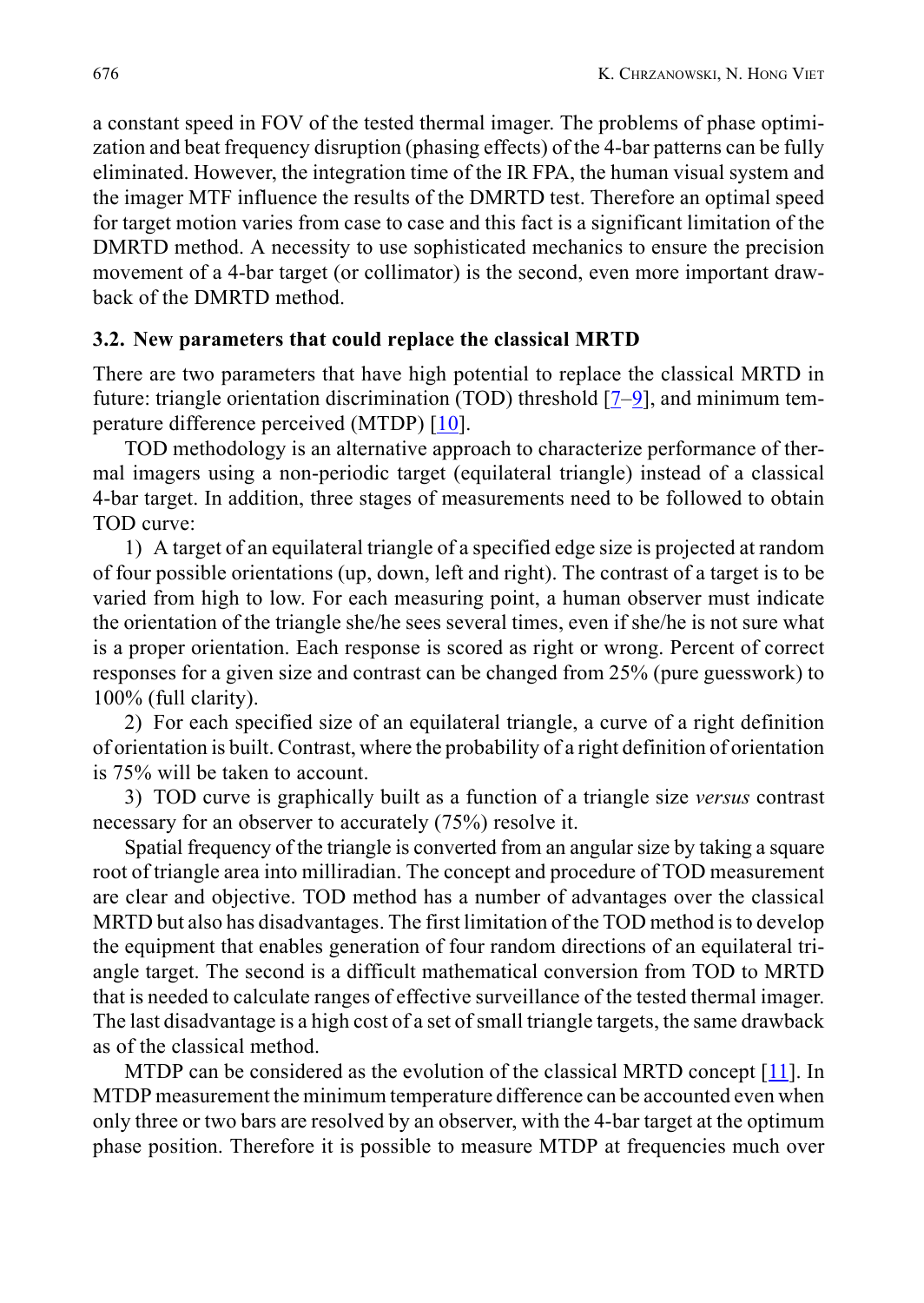a constant speed in FOV of the tested thermal imager. The problems of phase optimization and beat frequency disruption (phasing effects) of the 4-bar patterns can be fully eliminated. However, the integration time of the IR FPA, the human visual system and the imager MTF influence the results of the DMRTD test. Therefore an optimal speed for target motion varies from case to case and this fact is a significant limitation of the DMRTD method. A necessity to use sophisticated mechanics to ensure the precision movement of a 4-bar target (or collimator) is the second, even more important drawback of the DMRTD method.

### 3.2. New parameters that could replace the classical MRTD

There are two parameters that have high potential to replace the classical MRTD in future: triangle orientation discrimination (TOD) threshold [7–9], and minimum temperature difference perceived (MTDP) [10].

TOD methodology is an alternative approach to characterize performance of thermal imagers using a non-periodic target (equilateral triangle) instead of a classical 4-bar target. In addition, three stages of measurements need to be followed to obtain TOD curve:

1) A target of an equilateral triangle of a specified edge size is projected at random of four possible orientations (up, down, left and right). The contrast of a target is to be varied from high to low. For each measuring point, a human observer must indicate the orientation of the triangle she/he sees several times, even if she/he is not sure what is a proper orientation. Each response is scored as right or wrong. Percent of correct responses for a given size and contrast can be changed from 25% (pure guesswork) to 100% (full clarity).

2) For each specified size of an equilateral triangle, a curve of a right definition of orientation is built. Contrast, where the probability of a right definition of orientation is 75% will be taken to account.

3) TOD curve is graphically built as a function of a triangle size *versus* contrast necessary for an observer to accurately (75%) resolve it.

Spatial frequency of the triangle is converted from an angular size by taking a square root of triangle area into milliradian. The concept and procedure of TOD measurement are clear and objective. TOD method has a number of advantages over the classical MRTD but also has disadvantages. The first limitation of the TOD method is to develop the equipment that enables generation of four random directions of an equilateral triangle target. The second is a difficult mathematical conversion from TOD to MRTD that is needed to calculate ranges of effective surveillance of the tested thermal imager. The last disadvantage is a high cost of a set of small triangle targets, the same drawback as of the classical method.

MTDP can be considered as the evolution of the classical MRTD concept [11]. In MTDP measurement the minimum temperature difference can be accounted even when only three or two bars are resolved by an observer, with the 4-bar target at the optimum phase position. Therefore it is possible to measure MTDP at frequencies much over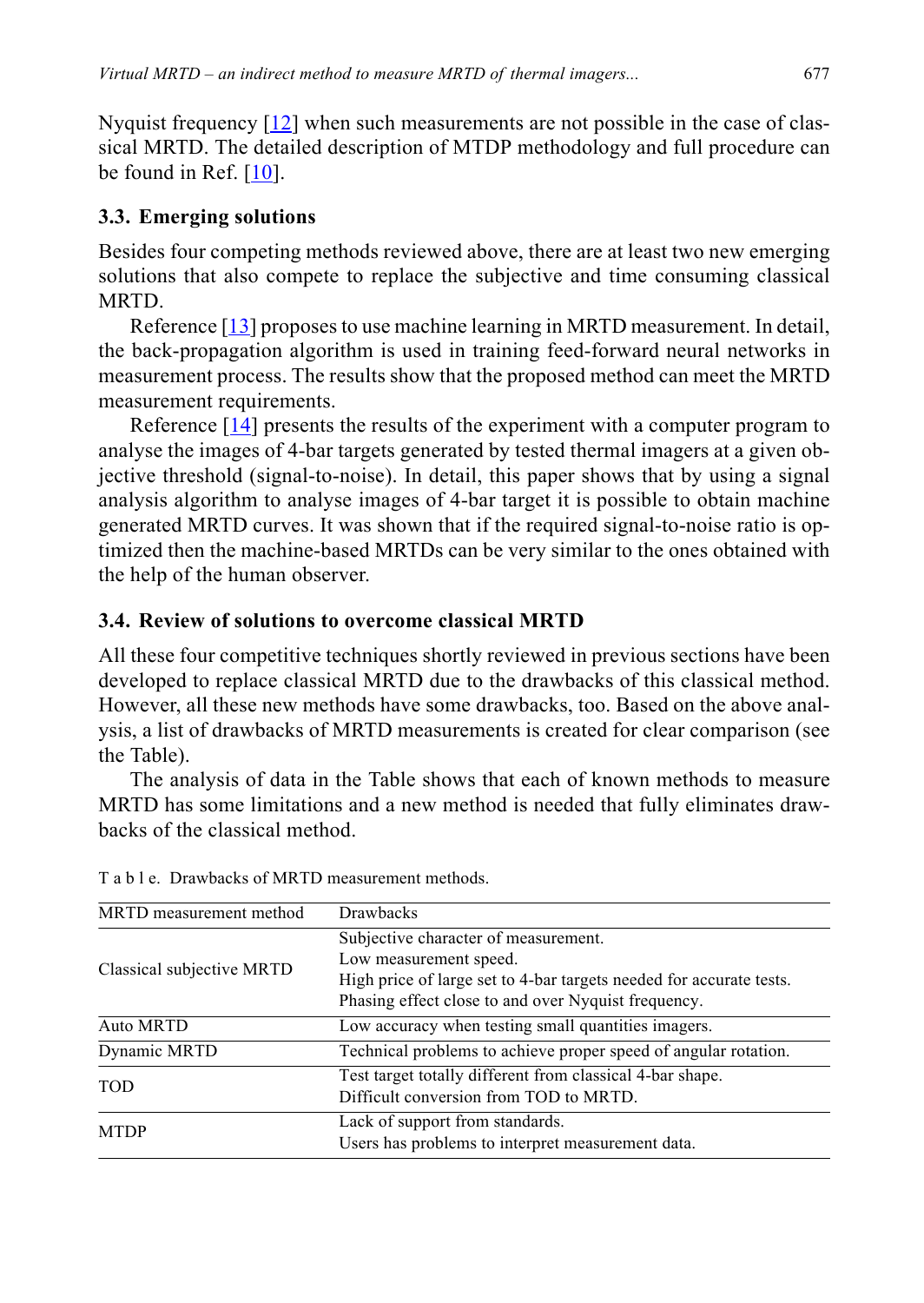Nyquist frequency [12] when such measurements are not possible in the case of classical MRTD. The detailed description of MTDP methodology and full procedure can be found in Ref. [10].

### 3.3. Emerging solutions

Besides four competing methods reviewed above, there are at least two new emerging solutions that also compete to replace the subjective and time consuming classical MRTD.

Reference [13] proposes to use machine learning in MRTD measurement. In detail, the back-propagation algorithm is used in training feed-forward neural networks in measurement process. The results show that the proposed method can meet the MRTD measurement requirements.

Reference [14] presents the results of the experiment with a computer program to analyse the images of 4-bar targets generated by tested thermal imagers at a given objective threshold (signal-to-noise). In detail, this paper shows that by using a signal analysis algorithm to analyse images of 4-bar target it is possible to obtain machine generated MRTD curves. It was shown that if the required signal-to-noise ratio is optimized then the machine-based MRTDs can be very similar to the ones obtained with the help of the human observer.

### 3.4. Review of solutions to overcome classical MRTD

All these four competitive techniques shortly reviewed in previous sections have been developed to replace classical MRTD due to the drawbacks of this classical method. However, all these new methods have some drawbacks, too. Based on the above analysis, a list of drawbacks of MRTD measurements is created for clear comparison (see the Table).

The analysis of data in the Table shows that each of known methods to measure MRTD has some limitations and a new method is needed that fully eliminates drawbacks of the classical method.

Table. Drawbacks of MRTD measurement methods.

| MRTD measurement method | Drawbacks |
|---|---|
| Classical subjective MRTD | Subjective character of measurement.<br>Low measurement speed.<br>High price of large set to 4-bar targets needed for accurate tests.<br>Phasing effect close to and over Nyquist frequency. |
| Auto MRTD | Low accuracy when testing small quantities imagers. |
| Dynamic MRTD | Technical problems to achieve proper speed of angular rotation. |
| TOD | Test target totally different from classical 4-bar shape.<br>Difficult conversion from TOD to MRTD. |
| MTDP | Lack of support from standards.<br>Users has problems to interpret measurement data. |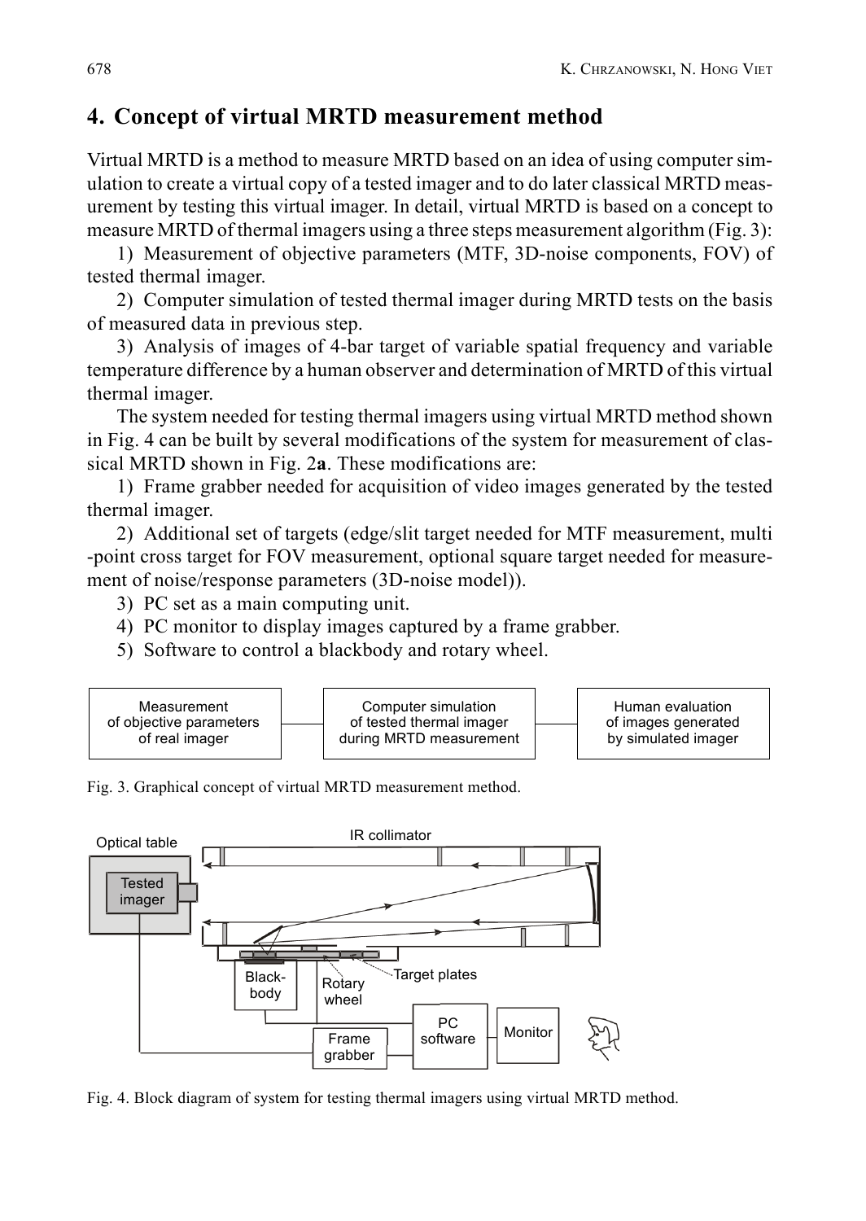## 4. Concept of virtual MRTD measurement method

Virtual MRTD is a method to measure MRTD based on an idea of using computer simulation to create a virtual copy of a tested imager and to do later classical MRTD measurement by testing this virtual imager. In detail, virtual MRTD is based on a concept to measure MRTD of thermal imagers using a three steps measurement algorithm (Fig. 3):

1) Measurement of objective parameters (MTF, 3D-noise components, FOV) of tested thermal imager.

2) Computer simulation of tested thermal imager during MRTD tests on the basis of measured data in previous step.

3) Analysis of images of 4-bar target of variable spatial frequency and variable temperature difference by a human observer and determination of MRTD of this virtual thermal imager.

The system needed for testing thermal imagers using virtual MRTD method shown in Fig. 4 can be built by several modifications of the system for measurement of classical MRTD shown in Fig. 2**a**. These modifications are:

1) Frame grabber needed for acquisition of video images generated by the tested thermal imager.

2) Additional set of targets (edge/slit target needed for MTF measurement, multi -point cross target for FOV measurement, optional square target needed for measurement of noise/response parameters (3D-noise model)).

3) PC set as a main computing unit.

4) PC monitor to display images captured by a frame grabber.

5) Software to control a blackbody and rotary wheel.

Measurement of objective parameters of real imager — Computer simulation of tested thermal imager during MRTD measurement — Human evaluation of images generated by simulated imager

Fig. 3. Graphical concept of virtual MRTD measurement method.

Optical table, Tested imager, IR collimator, Black-body, Rotary wheel, Target plates, Frame grabber, PC software, Monitor

Fig. 4. Block diagram of system for testing thermal imagers using virtual MRTD method.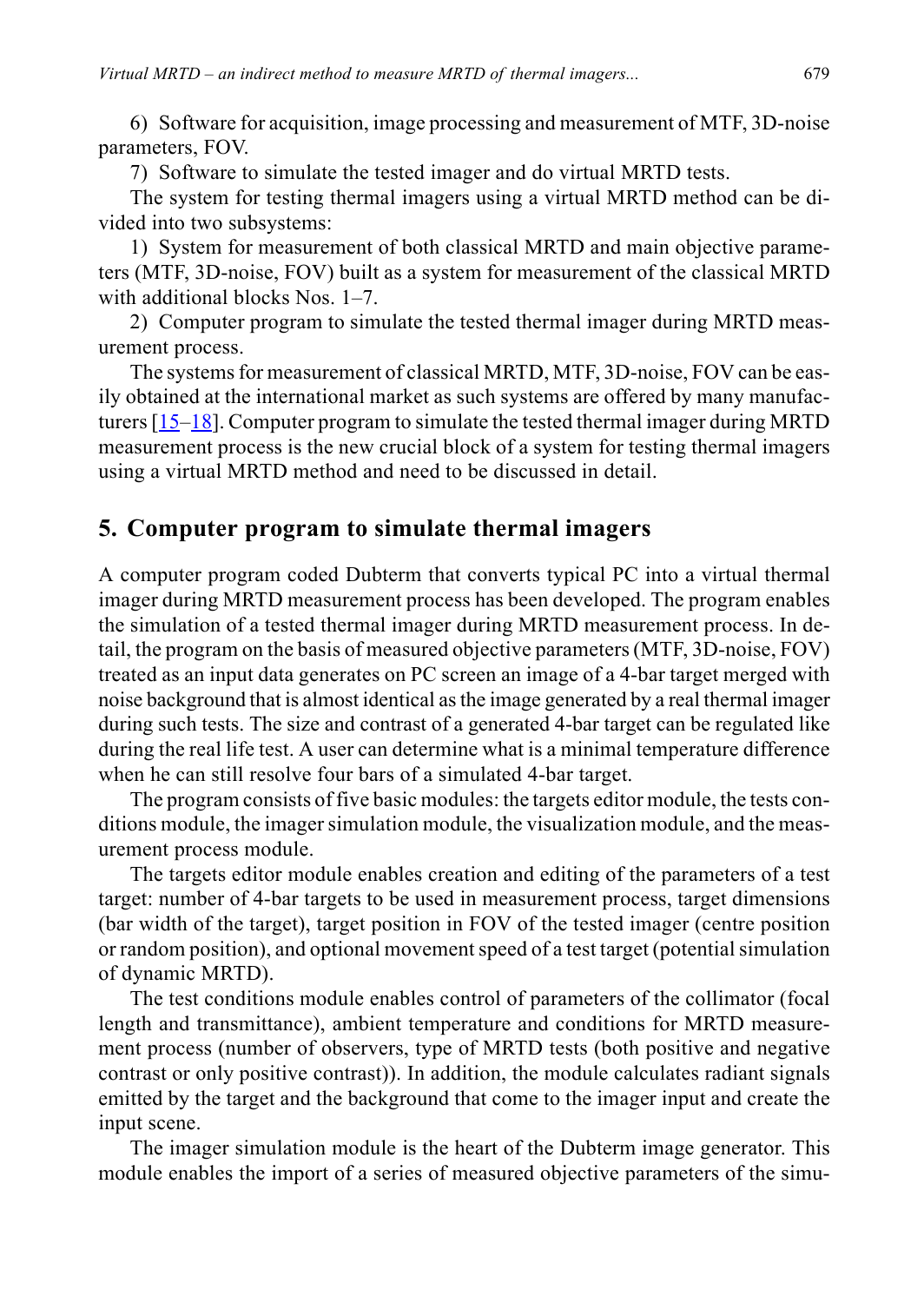6) Software for acquisition, image processing and measurement of MTF, 3D-noise parameters, FOV.

7) Software to simulate the tested imager and do virtual MRTD tests.

The system for testing thermal imagers using a virtual MRTD method can be divided into two subsystems:

1) System for measurement of both classical MRTD and main objective parameters (MTF, 3D-noise, FOV) built as a system for measurement of the classical MRTD with additional blocks Nos. 1–7.

2) Computer program to simulate the tested thermal imager during MRTD measurement process.

The systems for measurement of classical MRTD, MTF, 3D-noise, FOV can be easily obtained at the international market as such systems are offered by many manufacturers [15–18]. Computer program to simulate the tested thermal imager during MRTD measurement process is the new crucial block of a system for testing thermal imagers using a virtual MRTD method and need to be discussed in detail.

## 5. Computer program to simulate thermal imagers

A computer program coded Dubterm that converts typical PC into a virtual thermal imager during MRTD measurement process has been developed. The program enables the simulation of a tested thermal imager during MRTD measurement process. In detail, the program on the basis of measured objective parameters (MTF, 3D-noise, FOV) treated as an input data generates on PC screen an image of a 4-bar target merged with noise background that is almost identical as the image generated by a real thermal imager during such tests. The size and contrast of a generated 4-bar target can be regulated like during the real life test. A user can determine what is a minimal temperature difference when he can still resolve four bars of a simulated 4-bar target.

The program consists of five basic modules: the targets editor module, the tests conditions module, the imager simulation module, the visualization module, and the measurement process module.

The targets editor module enables creation and editing of the parameters of a test target: number of 4-bar targets to be used in measurement process, target dimensions (bar width of the target), target position in FOV of the tested imager (centre position or random position), and optional movement speed of a test target (potential simulation of dynamic MRTD).

The test conditions module enables control of parameters of the collimator (focal length and transmittance), ambient temperature and conditions for MRTD measurement process (number of observers, type of MRTD tests (both positive and negative contrast or only positive contrast)). In addition, the module calculates radiant signals emitted by the target and the background that come to the imager input and create the input scene.

The imager simulation module is the heart of the Dubterm image generator. This module enables the import of a series of measured objective parameters of the simu-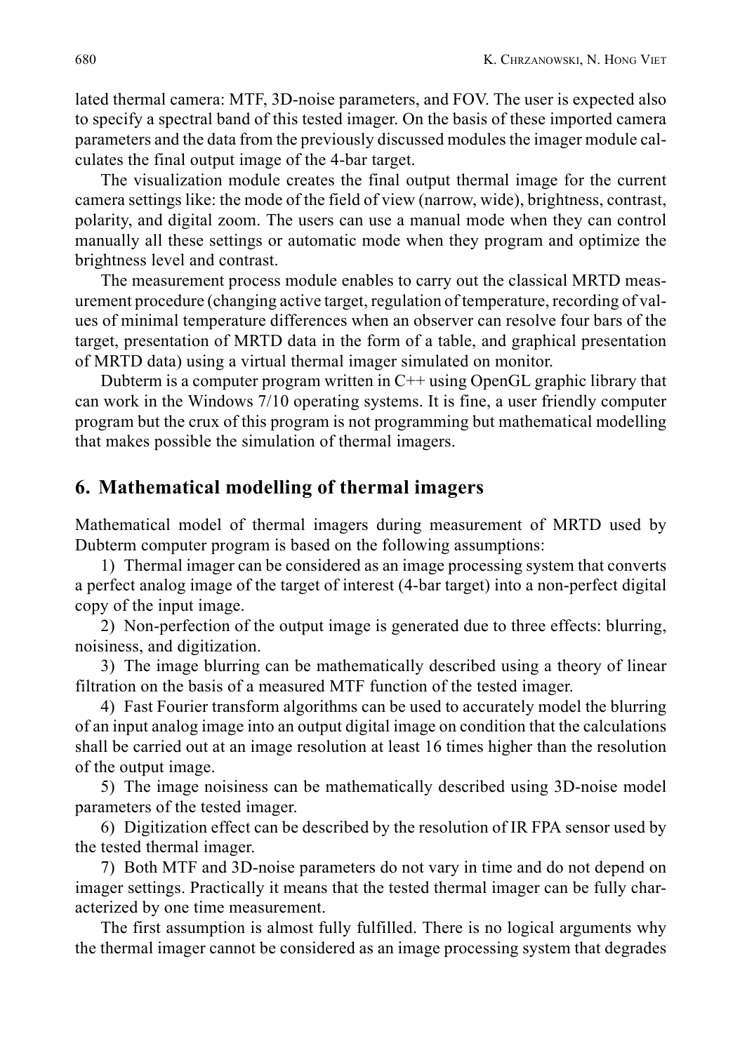lated thermal camera: MTF, 3D-noise parameters, and FOV. The user is expected also to specify a spectral band of this tested imager. On the basis of these imported camera parameters and the data from the previously discussed modules the imager module calculates the final output image of the 4-bar target.

The visualization module creates the final output thermal image for the current camera settings like: the mode of the field of view (narrow, wide), brightness, contrast, polarity, and digital zoom. The users can use a manual mode when they can control manually all these settings or automatic mode when they program and optimize the brightness level and contrast.

The measurement process module enables to carry out the classical MRTD measurement procedure (changing active target, regulation of temperature, recording of values of minimal temperature differences when an observer can resolve four bars of the target, presentation of MRTD data in the form of a table, and graphical presentation of MRTD data) using a virtual thermal imager simulated on monitor.

Dubterm is a computer program written in C++ using OpenGL graphic library that can work in the Windows 7/10 operating systems. It is fine, a user friendly computer program but the crux of this program is not programming but mathematical modelling that makes possible the simulation of thermal imagers.

## 6. Mathematical modelling of thermal imagers

Mathematical model of thermal imagers during measurement of MRTD used by Dubterm computer program is based on the following assumptions:

1) Thermal imager can be considered as an image processing system that converts a perfect analog image of the target of interest (4-bar target) into a non-perfect digital copy of the input image.

2) Non-perfection of the output image is generated due to three effects: blurring, noisiness, and digitization.

3) The image blurring can be mathematically described using a theory of linear filtration on the basis of a measured MTF function of the tested imager.

4) Fast Fourier transform algorithms can be used to accurately model the blurring of an input analog image into an output digital image on condition that the calculations shall be carried out at an image resolution at least 16 times higher than the resolution of the output image.

5) The image noisiness can be mathematically described using 3D-noise model parameters of the tested imager.

6) Digitization effect can be described by the resolution of IR FPA sensor used by the tested thermal imager.

7) Both MTF and 3D-noise parameters do not vary in time and do not depend on imager settings. Practically it means that the tested thermal imager can be fully characterized by one time measurement.

The first assumption is almost fully fulfilled. There is no logical arguments why the thermal imager cannot be considered as an image processing system that degrades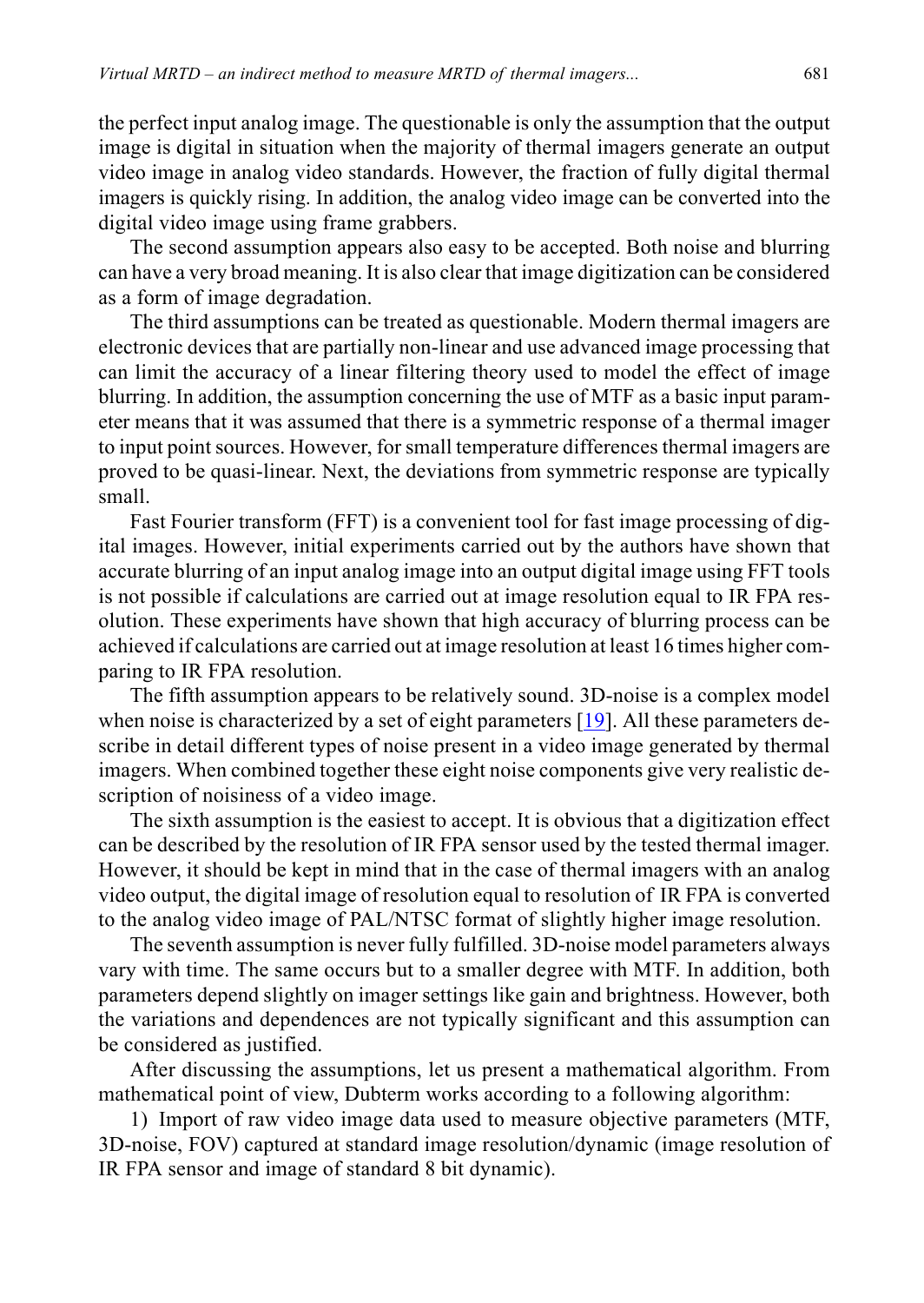the perfect input analog image. The questionable is only the assumption that the output image is digital in situation when the majority of thermal imagers generate an output video image in analog video standards. However, the fraction of fully digital thermal imagers is quickly rising. In addition, the analog video image can be converted into the digital video image using frame grabbers.

The second assumption appears also easy to be accepted. Both noise and blurring can have a very broad meaning. It is also clear that image digitization can be considered as a form of image degradation.

The third assumptions can be treated as questionable. Modern thermal imagers are electronic devices that are partially non-linear and use advanced image processing that can limit the accuracy of a linear filtering theory used to model the effect of image blurring. In addition, the assumption concerning the use of MTF as a basic input parameter means that it was assumed that there is a symmetric response of a thermal imager to input point sources. However, for small temperature differences thermal imagers are proved to be quasi-linear. Next, the deviations from symmetric response are typically small.

Fast Fourier transform (FFT) is a convenient tool for fast image processing of digital images. However, initial experiments carried out by the authors have shown that accurate blurring of an input analog image into an output digital image using FFT tools is not possible if calculations are carried out at image resolution equal to IR FPA resolution. These experiments have shown that high accuracy of blurring process can be achieved if calculations are carried out at image resolution at least 16 times higher comparing to IR FPA resolution.

The fifth assumption appears to be relatively sound. 3D-noise is a complex model when noise is characterized by a set of eight parameters [19]. All these parameters describe in detail different types of noise present in a video image generated by thermal imagers. When combined together these eight noise components give very realistic description of noisiness of a video image.

The sixth assumption is the easiest to accept. It is obvious that a digitization effect can be described by the resolution of IR FPA sensor used by the tested thermal imager. However, it should be kept in mind that in the case of thermal imagers with an analog video output, the digital image of resolution equal to resolution of IR FPA is converted to the analog video image of PAL/NTSC format of slightly higher image resolution.

The seventh assumption is never fully fulfilled. 3D-noise model parameters always vary with time. The same occurs but to a smaller degree with MTF. In addition, both parameters depend slightly on imager settings like gain and brightness. However, both the variations and dependences are not typically significant and this assumption can be considered as justified.

After discussing the assumptions, let us present a mathematical algorithm. From mathematical point of view, Dubterm works according to a following algorithm:

1) Import of raw video image data used to measure objective parameters (MTF, 3D-noise, FOV) captured at standard image resolution/dynamic (image resolution of IR FPA sensor and image of standard 8 bit dynamic).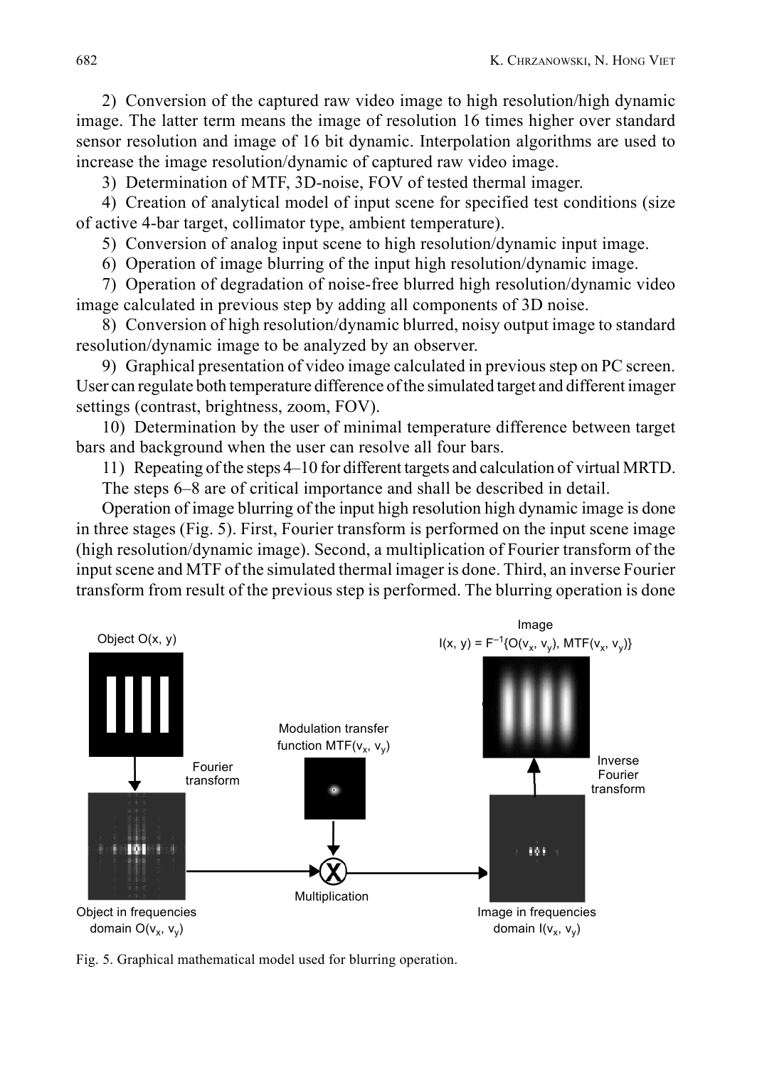2) Conversion of the captured raw video image to high resolution/high dynamic image. The latter term means the image of resolution 16 times higher over standard sensor resolution and image of 16 bit dynamic. Interpolation algorithms are used to increase the image resolution/dynamic of captured raw video image.

3) Determination of MTF, 3D-noise, FOV of tested thermal imager.

4) Creation of analytical model of input scene for specified test conditions (size of active 4-bar target, collimator type, ambient temperature).

5) Conversion of analog input scene to high resolution/dynamic input image.

6) Operation of image blurring of the input high resolution/dynamic image.

7) Operation of degradation of noise-free blurred high resolution/dynamic video image calculated in previous step by adding all components of 3D noise.

8) Conversion of high resolution/dynamic blurred, noisy output image to standard resolution/dynamic image to be analyzed by an observer.

9) Graphical presentation of video image calculated in previous step on PC screen. User can regulate both temperature difference of the simulated target and different imager settings (contrast, brightness, zoom, FOV).

10) Determination by the user of minimal temperature difference between target bars and background when the user can resolve all four bars.

11) Repeating of the steps 4–10 for different targets and calculation of virtual MRTD.

The steps 6–8 are of critical importance and shall be described in detail.

Operation of image blurring of the input high resolution high dynamic image is done in three stages (Fig. 5). First, Fourier transform is performed on the input scene image (high resolution/dynamic image). Second, a multiplication of Fourier transform of the input scene and MTF of the simulated thermal imager is done. Third, an inverse Fourier transform from result of the previous step is performed. The blurring operation is done

Object $O(x, y)$

Fourier transform

Object in frequencies domain $O(v_x, v_y)$

Modulation transfer function $MTF(v_x, v_y)$

Multiplication

Image $I(x, y) = F^{-1}\{O(v_x, v_y), MTF(v_x, v_y)\}$

Inverse Fourier transform

Image in frequencies domain $I(v_x, v_y)$

Fig. 5. Graphical mathematical model used for blurring operation.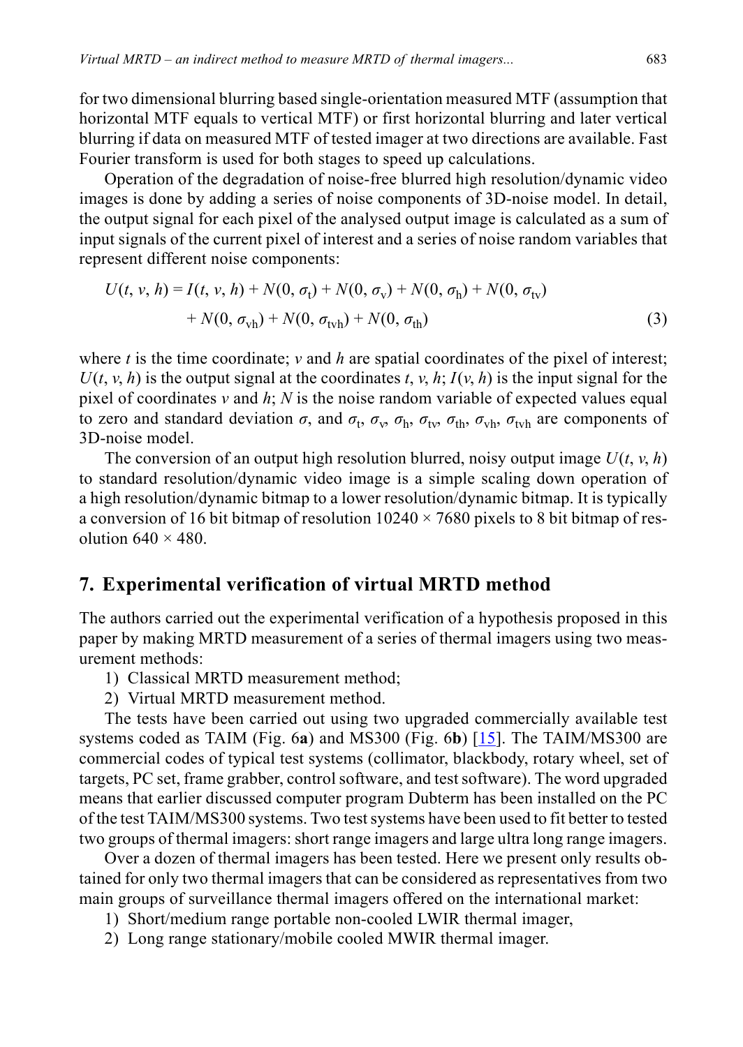for two dimensional blurring based single-orientation measured MTF (assumption that horizontal MTF equals to vertical MTF) or first horizontal blurring and later vertical blurring if data on measured MTF of tested imager at two directions are available. Fast Fourier transform is used for both stages to speed up calculations.

Operation of the degradation of noise-free blurred high resolution/dynamic video images is done by adding a series of noise components of 3D-noise model. In detail, the output signal for each pixel of the analysed output image is calculated as a sum of input signals of the current pixel of interest and a series of noise random variables that represent different noise components:

$$U(t, v, h) = I(t, v, h) + N(0, \sigma_t) + N(0, \sigma_v) + N(0, \sigma_h) + N(0, \sigma_{tv}) + N(0, \sigma_{vh}) + N(0, \sigma_{tvh}) + N(0, \sigma_{th}) \tag{3}$$

where $t$ is the time coordinate; $v$ and $h$ are spatial coordinates of the pixel of interest; $U(t, v, h)$ is the output signal at the coordinates $t$, $v$, $h$; $I(v, h)$ is the input signal for the pixel of coordinates $v$ and $h$; $N$ is the noise random variable of expected values equal to zero and standard deviation $\sigma$, and $\sigma_t$, $\sigma_v$, $\sigma_h$, $\sigma_{tv}$, $\sigma_{th}$, $\sigma_{vh}$, $\sigma_{tvh}$ are components of 3D-noise model.

The conversion of an output high resolution blurred, noisy output image $U(t, v, h)$ to standard resolution/dynamic video image is a simple scaling down operation of a high resolution/dynamic bitmap to a lower resolution/dynamic bitmap. It is typically a conversion of 16 bit bitmap of resolution $10240 \times 7680$ pixels to 8 bit bitmap of resolution $640 \times 480$.

## 7. Experimental verification of virtual MRTD method

The authors carried out the experimental verification of a hypothesis proposed in this paper by making MRTD measurement of a series of thermal imagers using two measurement methods:

1) Classical MRTD measurement method;
2) Virtual MRTD measurement method.

The tests have been carried out using two upgraded commercially available test systems coded as TAIM (Fig. 6**a**) and MS300 (Fig. 6**b**) [15]. The TAIM/MS300 are commercial codes of typical test systems (collimator, blackbody, rotary wheel, set of targets, PC set, frame grabber, control software, and test software). The word upgraded means that earlier discussed computer program Dubterm has been installed on the PC of the test TAIM/MS300 systems. Two test systems have been used to fit better to tested two groups of thermal imagers: short range imagers and large ultra long range imagers.

Over a dozen of thermal imagers has been tested. Here we present only results obtained for only two thermal imagers that can be considered as representatives from two main groups of surveillance thermal imagers offered on the international market:

1) Short/medium range portable non-cooled LWIR thermal imager,
2) Long range stationary/mobile cooled MWIR thermal imager.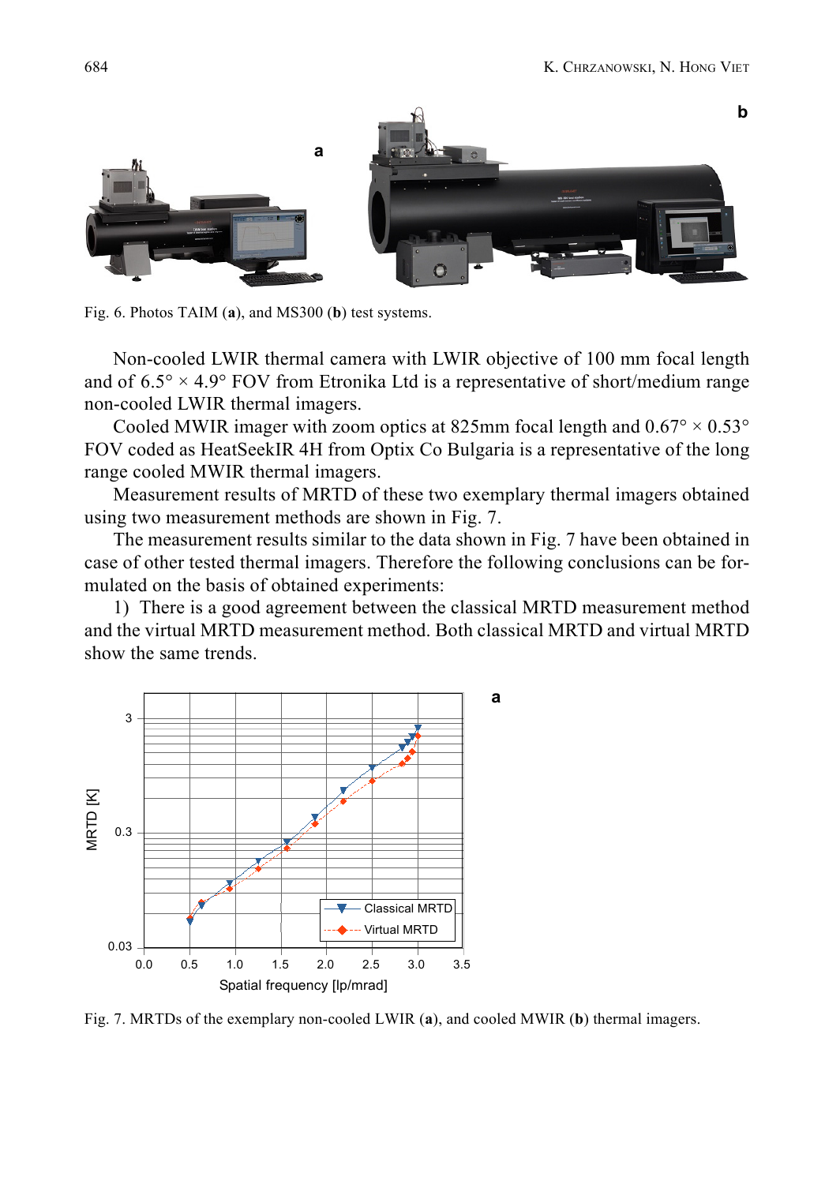Fig. 6. Photos TAIM (**a**), and MS300 (**b**) test systems.

Non-cooled LWIR thermal camera with LWIR objective of 100 mm focal length and of 6.5° × 4.9° FOV from Etronika Ltd is a representative of short/medium range non-cooled LWIR thermal imagers.

Cooled MWIR imager with zoom optics at 825mm focal length and 0.67° × 0.53° FOV coded as HeatSeekIR 4H from Optix Co Bulgaria is a representative of the long range cooled MWIR thermal imagers.

Measurement results of MRTD of these two exemplary thermal imagers obtained using two measurement methods are shown in Fig. 7.

The measurement results similar to the data shown in Fig. 7 have been obtained in case of other tested thermal imagers. Therefore the following conclusions can be formulated on the basis of obtained experiments:

1) There is a good agreement between the classical MRTD measurement method and the virtual MRTD measurement method. Both classical MRTD and virtual MRTD show the same trends.

Fig. 7. MRTDs of the exemplary non-cooled LWIR (**a**), and cooled MWIR (**b**) thermal imagers.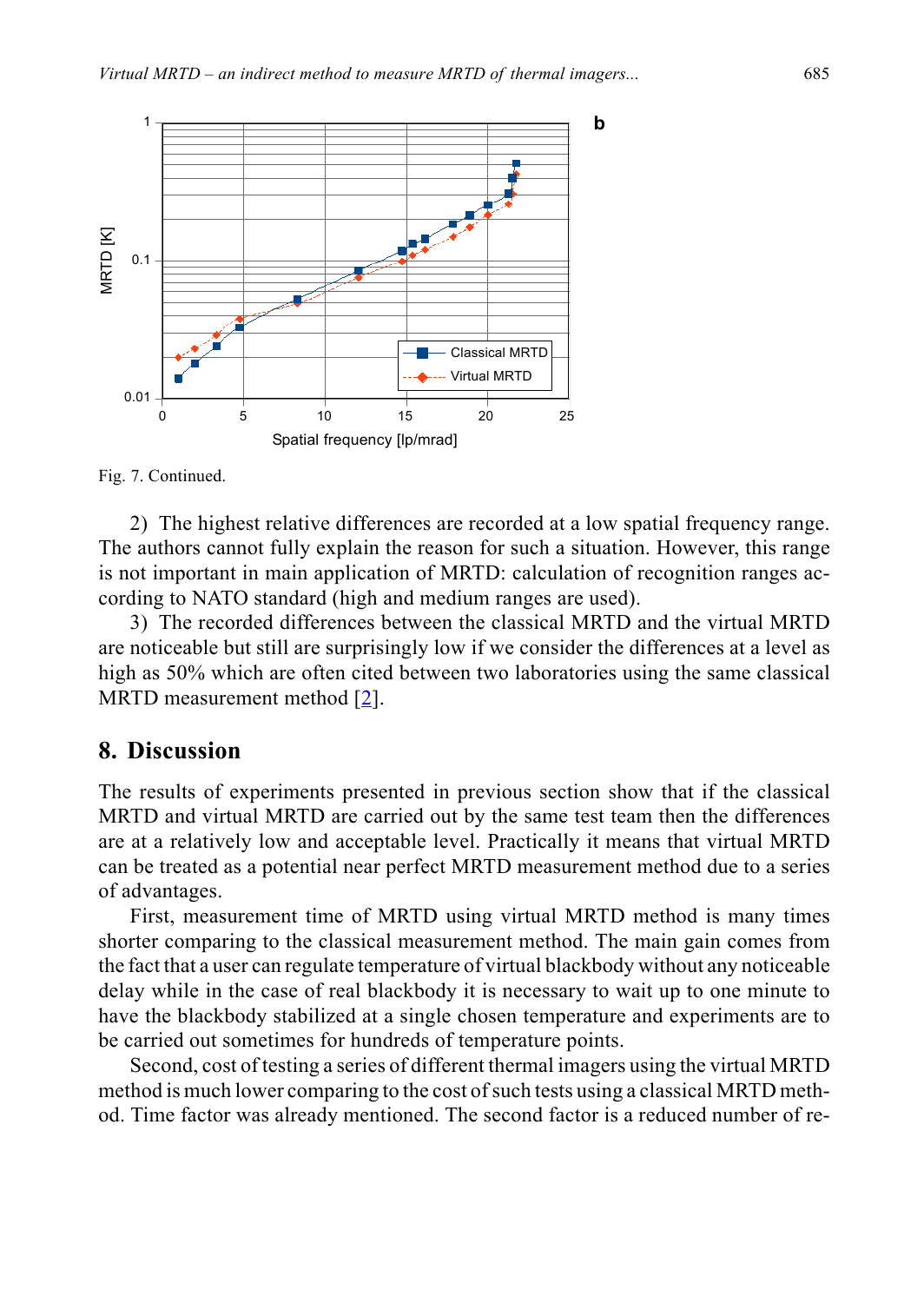Fig. 7. Continued.

2) The highest relative differences are recorded at a low spatial frequency range. The authors cannot fully explain the reason for such a situation. However, this range is not important in main application of MRTD: calculation of recognition ranges according to NATO standard (high and medium ranges are used).

3) The recorded differences between the classical MRTD and the virtual MRTD are noticeable but still are surprisingly low if we consider the differences at a level as high as 50% which are often cited between two laboratories using the same classical MRTD measurement method [2].

## 8. Discussion

The results of experiments presented in previous section show that if the classical MRTD and virtual MRTD are carried out by the same test team then the differences are at a relatively low and acceptable level. Practically it means that virtual MRTD can be treated as a potential near perfect MRTD measurement method due to a series of advantages.

First, measurement time of MRTD using virtual MRTD method is many times shorter comparing to the classical measurement method. The main gain comes from the fact that a user can regulate temperature of virtual blackbody without any noticeable delay while in the case of real blackbody it is necessary to wait up to one minute to have the blackbody stabilized at a single chosen temperature and experiments are to be carried out sometimes for hundreds of temperature points.

Second, cost of testing a series of different thermal imagers using the virtual MRTD method is much lower comparing to the cost of such tests using a classical MRTD method. Time factor was already mentioned. The second factor is a reduced number of re-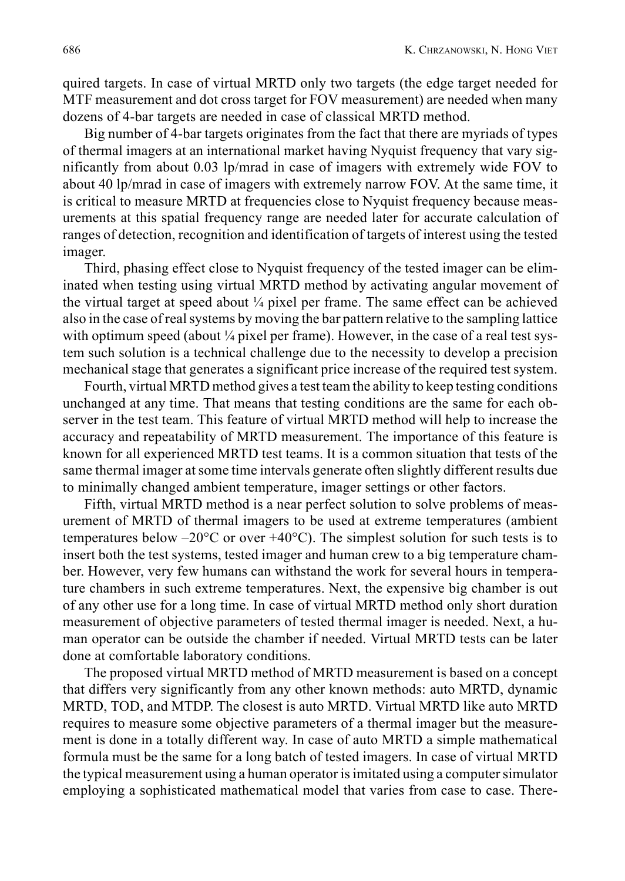quired targets. In case of virtual MRTD only two targets (the edge target needed for MTF measurement and dot cross target for FOV measurement) are needed when many dozens of 4-bar targets are needed in case of classical MRTD method.

Big number of 4-bar targets originates from the fact that there are myriads of types of thermal imagers at an international market having Nyquist frequency that vary significantly from about 0.03 lp/mrad in case of imagers with extremely wide FOV to about 40 lp/mrad in case of imagers with extremely narrow FOV. At the same time, it is critical to measure MRTD at frequencies close to Nyquist frequency because measurements at this spatial frequency range are needed later for accurate calculation of ranges of detection, recognition and identification of targets of interest using the tested imager.

Third, phasing effect close to Nyquist frequency of the tested imager can be eliminated when testing using virtual MRTD method by activating angular movement of the virtual target at speed about ¼ pixel per frame. The same effect can be achieved also in the case of real systems by moving the bar pattern relative to the sampling lattice with optimum speed (about ¼ pixel per frame). However, in the case of a real test system such solution is a technical challenge due to the necessity to develop a precision mechanical stage that generates a significant price increase of the required test system.

Fourth, virtual MRTD method gives a test team the ability to keep testing conditions unchanged at any time. That means that testing conditions are the same for each observer in the test team. This feature of virtual MRTD method will help to increase the accuracy and repeatability of MRTD measurement. The importance of this feature is known for all experienced MRTD test teams. It is a common situation that tests of the same thermal imager at some time intervals generate often slightly different results due to minimally changed ambient temperature, imager settings or other factors.

Fifth, virtual MRTD method is a near perfect solution to solve problems of measurement of MRTD of thermal imagers to be used at extreme temperatures (ambient temperatures below –20°C or over +40°C). The simplest solution for such tests is to insert both the test systems, tested imager and human crew to a big temperature chamber. However, very few humans can withstand the work for several hours in temperature chambers in such extreme temperatures. Next, the expensive big chamber is out of any other use for a long time. In case of virtual MRTD method only short duration measurement of objective parameters of tested thermal imager is needed. Next, a human operator can be outside the chamber if needed. Virtual MRTD tests can be later done at comfortable laboratory conditions.

The proposed virtual MRTD method of MRTD measurement is based on a concept that differs very significantly from any other known methods: auto MRTD, dynamic MRTD, TOD, and MTDP. The closest is auto MRTD. Virtual MRTD like auto MRTD requires to measure some objective parameters of a thermal imager but the measurement is done in a totally different way. In case of auto MRTD a simple mathematical formula must be the same for a long batch of tested imagers. In case of virtual MRTD the typical measurement using a human operator is imitated using a computer simulator employing a sophisticated mathematical model that varies from case to case. There-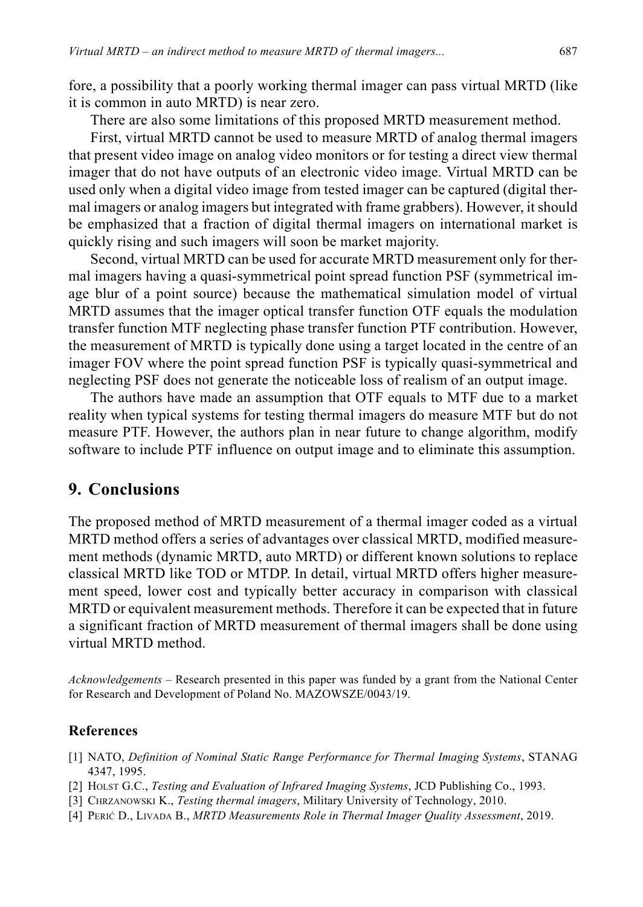fore, a possibility that a poorly working thermal imager can pass virtual MRTD (like it is common in auto MRTD) is near zero.

There are also some limitations of this proposed MRTD measurement method.

First, virtual MRTD cannot be used to measure MRTD of analog thermal imagers that present video image on analog video monitors or for testing a direct view thermal imager that do not have outputs of an electronic video image. Virtual MRTD can be used only when a digital video image from tested imager can be captured (digital thermal imagers or analog imagers but integrated with frame grabbers). However, it should be emphasized that a fraction of digital thermal imagers on international market is quickly rising and such imagers will soon be market majority.

Second, virtual MRTD can be used for accurate MRTD measurement only for thermal imagers having a quasi-symmetrical point spread function PSF (symmetrical image blur of a point source) because the mathematical simulation model of virtual MRTD assumes that the imager optical transfer function OTF equals the modulation transfer function MTF neglecting phase transfer function PTF contribution. However, the measurement of MRTD is typically done using a target located in the centre of an imager FOV where the point spread function PSF is typically quasi-symmetrical and neglecting PSF does not generate the noticeable loss of realism of an output image.

The authors have made an assumption that OTF equals to MTF due to a market reality when typical systems for testing thermal imagers do measure MTF but do not measure PTF. However, the authors plan in near future to change algorithm, modify software to include PTF influence on output image and to eliminate this assumption.

## 9. Conclusions

The proposed method of MRTD measurement of a thermal imager coded as a virtual MRTD method offers a series of advantages over classical MRTD, modified measurement methods (dynamic MRTD, auto MRTD) or different known solutions to replace classical MRTD like TOD or MTDP. In detail, virtual MRTD offers higher measurement speed, lower cost and typically better accuracy in comparison with classical MRTD or equivalent measurement methods. Therefore it can be expected that in future a significant fraction of MRTD measurement of thermal imagers shall be done using virtual MRTD method.

*Acknowledgements* – Research presented in this paper was funded by a grant from the National Center for Research and Development of Poland No. MAZOWSZE/0043/19.

### References

[1] NATO, *Definition of Nominal Static Range Performance for Thermal Imaging Systems*, STANAG 4347, 1995.

[2] Holst G.C., *Testing and Evaluation of Infrared Imaging Systems*, JCD Publishing Co., 1993.

[3] Chrzanowski K., *Testing thermal imagers*, Military University of Technology, 2010.

[4] Perić D., Livada B., *MRTD Measurements Role in Thermal Imager Quality Assessment*, 2019.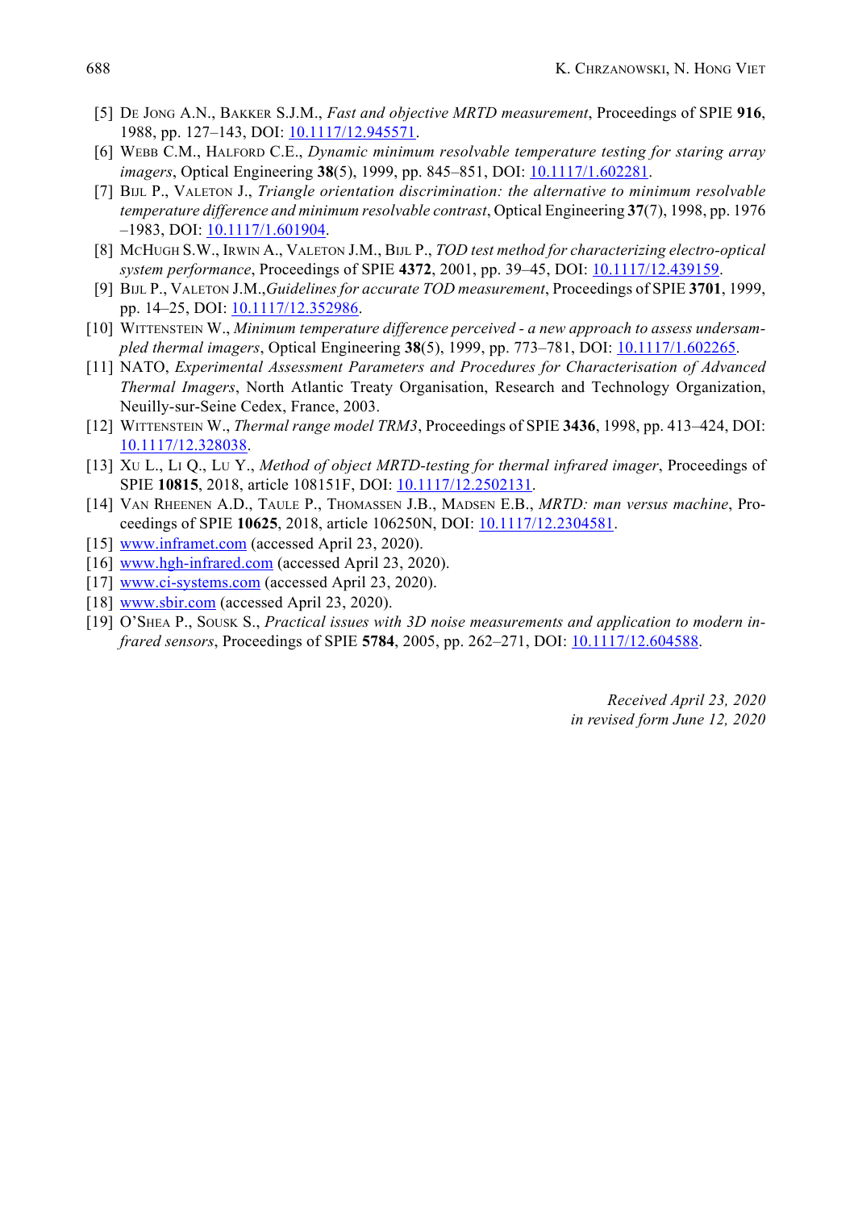[5] De Jong A.N., Bakker S.J.M., *Fast and objective MRTD measurement*, Proceedings of SPIE **916**, 1988, pp. 127–143, DOI: 10.1117/12.945571.

[6] Webb C.M., Halford C.E., *Dynamic minimum resolvable temperature testing for staring array imagers*, Optical Engineering **38**(5), 1999, pp. 845–851, DOI: 10.1117/1.602281.

[7] Bijl P., Valeton J., *Triangle orientation discrimination: the alternative to minimum resolvable temperature difference and minimum resolvable contrast*, Optical Engineering **37**(7), 1998, pp. 1976 –1983, DOI: 10.1117/1.601904.

[8] McHugh S.W., Irwin A., Valeton J.M., Bijl P., *TOD test method for characterizing electro-optical system performance*, Proceedings of SPIE **4372**, 2001, pp. 39–45, DOI: 10.1117/12.439159.

[9] Bijl P., Valeton J.M.,*Guidelines for accurate TOD measurement*, Proceedings of SPIE **3701**, 1999, pp. 14–25, DOI: 10.1117/12.352986.

[10] Wittenstein W., *Minimum temperature difference perceived - a new approach to assess undersampled thermal imagers*, Optical Engineering **38**(5), 1999, pp. 773–781, DOI: 10.1117/1.602265.

[11] NATO, *Experimental Assessment Parameters and Procedures for Characterisation of Advanced Thermal Imagers*, North Atlantic Treaty Organisation, Research and Technology Organization, Neuilly-sur-Seine Cedex, France, 2003.

[12] Wittenstein W., *Thermal range model TRM3*, Proceedings of SPIE **3436**, 1998, pp. 413–424, DOI: 10.1117/12.328038.

[13] Xu L., Li Q., Lu Y., *Method of object MRTD-testing for thermal infrared imager*, Proceedings of SPIE **10815**, 2018, article 108151F, DOI: 10.1117/12.2502131.

[14] Van Rheenen A.D., Taule P., Thomassen J.B., Madsen E.B., *MRTD: man versus machine*, Proceedings of SPIE **10625**, 2018, article 106250N, DOI: 10.1117/12.2304581.

[15] www.inframet.com (accessed April 23, 2020).

[16] www.hgh-infrared.com (accessed April 23, 2020).

[17] www.ci-systems.com (accessed April 23, 2020).

[18] www.sbir.com (accessed April 23, 2020).

[19] O'Shea P., Sousk S., *Practical issues with 3D noise measurements and application to modern infrared sensors*, Proceedings of SPIE **5784**, 2005, pp. 262–271, DOI: 10.1117/12.604588.

*Received April 23, 2020*
*in revised form June 12, 2020*